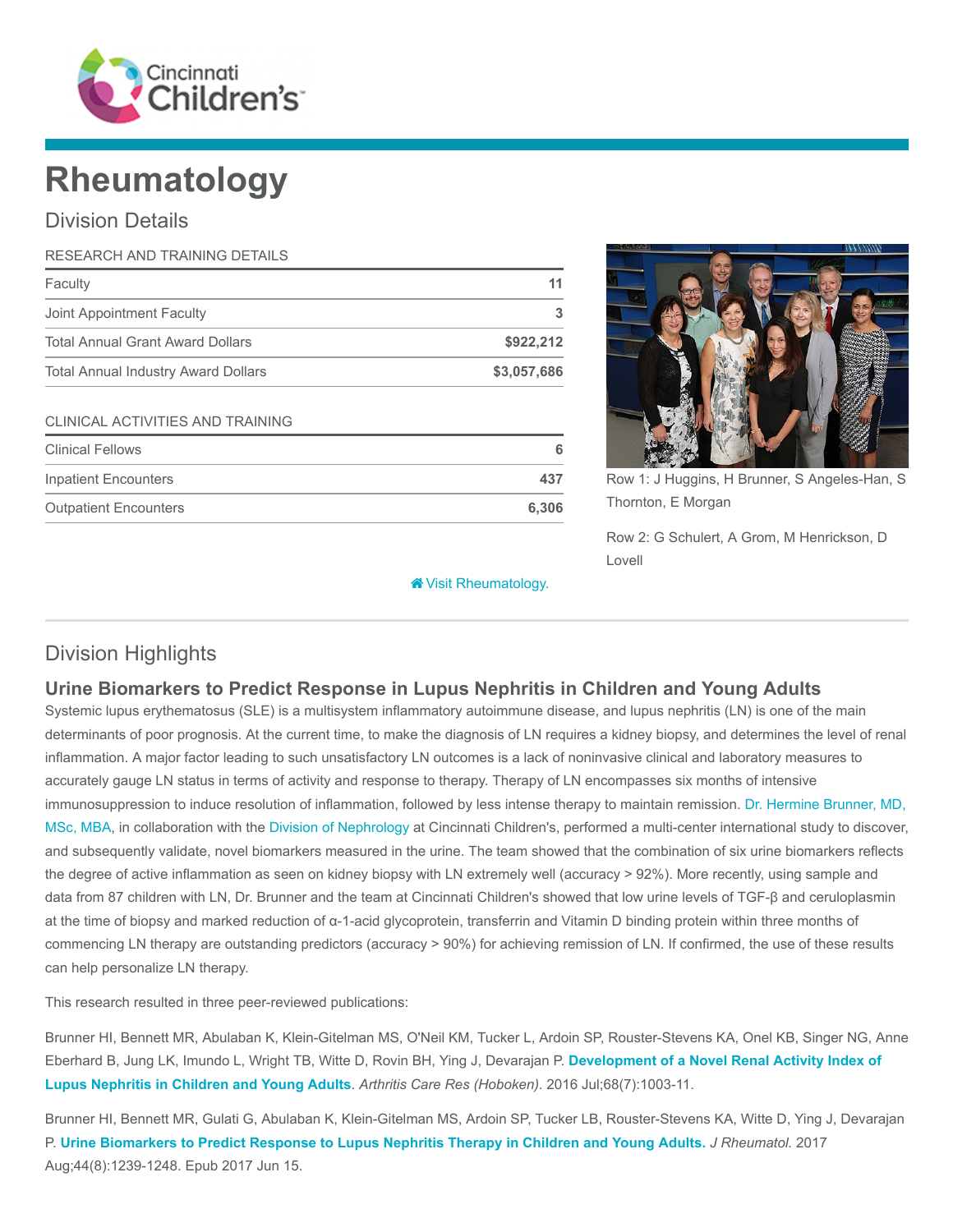Cincinnati Children's

# Rheumatology

## Division Details

| RESEARCH AND TRAINING DETAILS | |
|---|---|
| Faculty | 11 |
| Joint Appointment Faculty | 3 |
| Total Annual Grant Award Dollars | $922,212 |
| Total Annual Industry Award Dollars | $3,057,686 |

| CLINICAL ACTIVITIES AND TRAINING | |
|---|---|
| Clinical Fellows | 6 |
| Inpatient Encounters | 437 |
| Outpatient Encounters | 6,306 |

Row 1: J Huggins, H Brunner, S Angeles-Han, S Thornton, E Morgan

Row 2: G Schulert, A Grom, M Henrickson, D Lovell

Visit Rheumatology.

## Division Highlights

### Urine Biomarkers to Predict Response in Lupus Nephritis in Children and Young Adults

Systemic lupus erythematosus (SLE) is a multisystem inflammatory autoimmune disease, and lupus nephritis (LN) is one of the main determinants of poor prognosis. At the current time, to make the diagnosis of LN requires a kidney biopsy, and determines the level of renal inflammation. A major factor leading to such unsatisfactory LN outcomes is a lack of noninvasive clinical and laboratory measures to accurately gauge LN status in terms of activity and response to therapy. Therapy of LN encompasses six months of intensive immunosuppression to induce resolution of inflammation, followed by less intense therapy to maintain remission. Dr. Hermine Brunner, MD, MSc, MBA, in collaboration with the Division of Nephrology at Cincinnati Children's, performed a multi-center international study to discover, and subsequently validate, novel biomarkers measured in the urine. The team showed that the combination of six urine biomarkers reflects the degree of active inflammation as seen on kidney biopsy with LN extremely well (accuracy > 92%). More recently, using sample and data from 87 children with LN, Dr. Brunner and the team at Cincinnati Children's showed that low urine levels of TGF-β and ceruloplasmin at the time of biopsy and marked reduction of α-1-acid glycoprotein, transferrin and Vitamin D binding protein within three months of commencing LN therapy are outstanding predictors (accuracy > 90%) for achieving remission of LN. If confirmed, the use of these results can help personalize LN therapy.

This research resulted in three peer-reviewed publications:

Brunner HI, Bennett MR, Abulaban K, Klein-Gitelman MS, O'Neil KM, Tucker L, Ardoin SP, Rouster-Stevens KA, Onel KB, Singer NG, Anne Eberhard B, Jung LK, Imundo L, Wright TB, Witte D, Rovin BH, Ying J, Devarajan P. **Development of a Novel Renal Activity Index of Lupus Nephritis in Children and Young Adults**. *Arthritis Care Res (Hoboken)*. 2016 Jul;68(7):1003-11.

Brunner HI, Bennett MR, Gulati G, Abulaban K, Klein-Gitelman MS, Ardoin SP, Tucker LB, Rouster-Stevens KA, Witte D, Ying J, Devarajan P. **Urine Biomarkers to Predict Response to Lupus Nephritis Therapy in Children and Young Adults.** *J Rheumatol.* 2017 Aug;44(8):1239-1248. Epub 2017 Jun 15.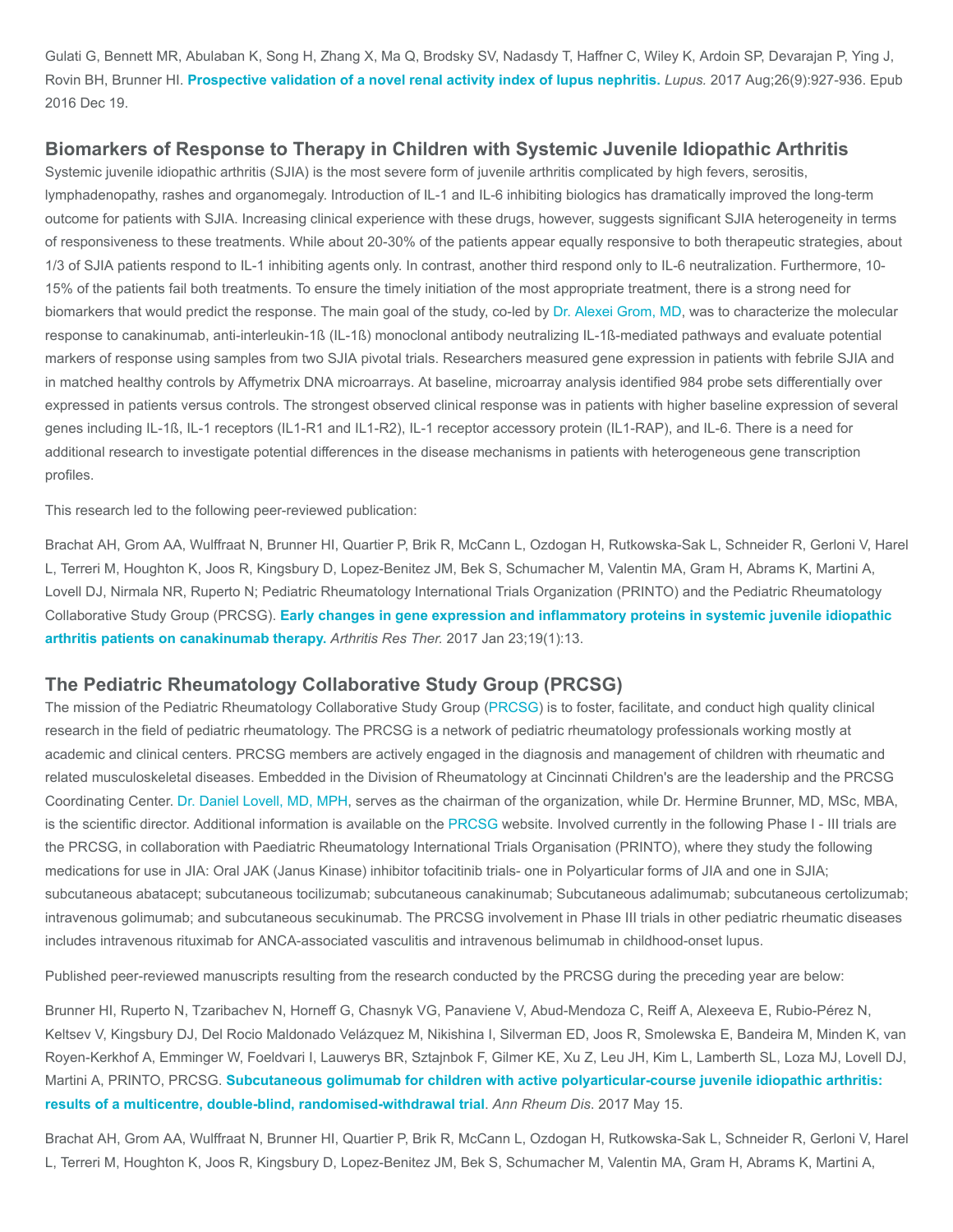Gulati G, Bennett MR, Abulaban K, Song H, Zhang X, Ma Q, Brodsky SV, Nadasdy T, Haffner C, Wiley K, Ardoin SP, Devarajan P, Ying J, Rovin BH, Brunner HI. **Prospective validation of a novel renal activity index of lupus nephritis.** *Lupus.* 2017 Aug;26(9):927-936. Epub 2016 Dec 19.

## Biomarkers of Response to Therapy in Children with Systemic Juvenile Idiopathic Arthritis

Systemic juvenile idiopathic arthritis (SJIA) is the most severe form of juvenile arthritis complicated by high fevers, serositis, lymphadenopathy, rashes and organomegaly. Introduction of IL-1 and IL-6 inhibiting biologics has dramatically improved the long-term outcome for patients with SJIA. Increasing clinical experience with these drugs, however, suggests significant SJIA heterogeneity in terms of responsiveness to these treatments. While about 20-30% of the patients appear equally responsive to both therapeutic strategies, about 1/3 of SJIA patients respond to IL-1 inhibiting agents only. In contrast, another third respond only to IL-6 neutralization. Furthermore, 10-15% of the patients fail both treatments. To ensure the timely initiation of the most appropriate treatment, there is a strong need for biomarkers that would predict the response. The main goal of the study, co-led by Dr. Alexei Grom, MD, was to characterize the molecular response to canakinumab, anti-interleukin-1ß (IL-1ß) monoclonal antibody neutralizing IL-1ß-mediated pathways and evaluate potential markers of response using samples from two SJIA pivotal trials. Researchers measured gene expression in patients with febrile SJIA and in matched healthy controls by Affymetrix DNA microarrays. At baseline, microarray analysis identified 984 probe sets differentially over expressed in patients versus controls. The strongest observed clinical response was in patients with higher baseline expression of several genes including IL-1ß, IL-1 receptors (IL1-R1 and IL1-R2), IL-1 receptor accessory protein (IL1-RAP), and IL-6. There is a need for additional research to investigate potential differences in the disease mechanisms in patients with heterogeneous gene transcription profiles.

This research led to the following peer-reviewed publication:

Brachat AH, Grom AA, Wulffraat N, Brunner HI, Quartier P, Brik R, McCann L, Ozdogan H, Rutkowska-Sak L, Schneider R, Gerloni V, Harel L, Terreri M, Houghton K, Joos R, Kingsbury D, Lopez-Benitez JM, Bek S, Schumacher M, Valentin MA, Gram H, Abrams K, Martini A, Lovell DJ, Nirmala NR, Ruperto N; Pediatric Rheumatology International Trials Organization (PRINTO) and the Pediatric Rheumatology Collaborative Study Group (PRCSG). **Early changes in gene expression and inflammatory proteins in systemic juvenile idiopathic arthritis patients on canakinumab therapy.** *Arthritis Res Ther.* 2017 Jan 23;19(1):13.

## The Pediatric Rheumatology Collaborative Study Group (PRCSG)

The mission of the Pediatric Rheumatology Collaborative Study Group (PRCSG) is to foster, facilitate, and conduct high quality clinical research in the field of pediatric rheumatology. The PRCSG is a network of pediatric rheumatology professionals working mostly at academic and clinical centers. PRCSG members are actively engaged in the diagnosis and management of children with rheumatic and related musculoskeletal diseases. Embedded in the Division of Rheumatology at Cincinnati Children's are the leadership and the PRCSG Coordinating Center. Dr. Daniel Lovell, MD, MPH, serves as the chairman of the organization, while Dr. Hermine Brunner, MD, MSc, MBA, is the scientific director. Additional information is available on the PRCSG website. Involved currently in the following Phase I - III trials are the PRCSG, in collaboration with Paediatric Rheumatology International Trials Organisation (PRINTO), where they study the following medications for use in JIA: Oral JAK (Janus Kinase) inhibitor tofacitinib trials- one in Polyarticular forms of JIA and one in SJIA; subcutaneous abatacept; subcutaneous tocilizumab; subcutaneous canakinumab; Subcutaneous adalimumab; subcutaneous certolizumab; intravenous golimumab; and subcutaneous secukinumab. The PRCSG involvement in Phase III trials in other pediatric rheumatic diseases includes intravenous rituximab for ANCA-associated vasculitis and intravenous belimumab in childhood-onset lupus.

Published peer-reviewed manuscripts resulting from the research conducted by the PRCSG during the preceding year are below:

Brunner HI, Ruperto N, Tzaribachev N, Horneff G, Chasnyk VG, Panaviene V, Abud-Mendoza C, Reiff A, Alexeeva E, Rubio-Pérez N, Keltsev V, Kingsbury DJ, Del Rocio Maldonado Velázquez M, Nikishina I, Silverman ED, Joos R, Smolewska E, Bandeira M, Minden K, van Royen-Kerkhof A, Emminger W, Foeldvari I, Lauwerys BR, Sztajnbok F, Gilmer KE, Xu Z, Leu JH, Kim L, Lamberth SL, Loza MJ, Lovell DJ, Martini A, PRINTO, PRCSG. **Subcutaneous golimumab for children with active polyarticular-course juvenile idiopathic arthritis: results of a multicentre, double-blind, randomised-withdrawal trial**. *Ann Rheum Dis*. 2017 May 15.

Brachat AH, Grom AA, Wulffraat N, Brunner HI, Quartier P, Brik R, McCann L, Ozdogan H, Rutkowska-Sak L, Schneider R, Gerloni V, Harel L, Terreri M, Houghton K, Joos R, Kingsbury D, Lopez-Benitez JM, Bek S, Schumacher M, Valentin MA, Gram H, Abrams K, Martini A,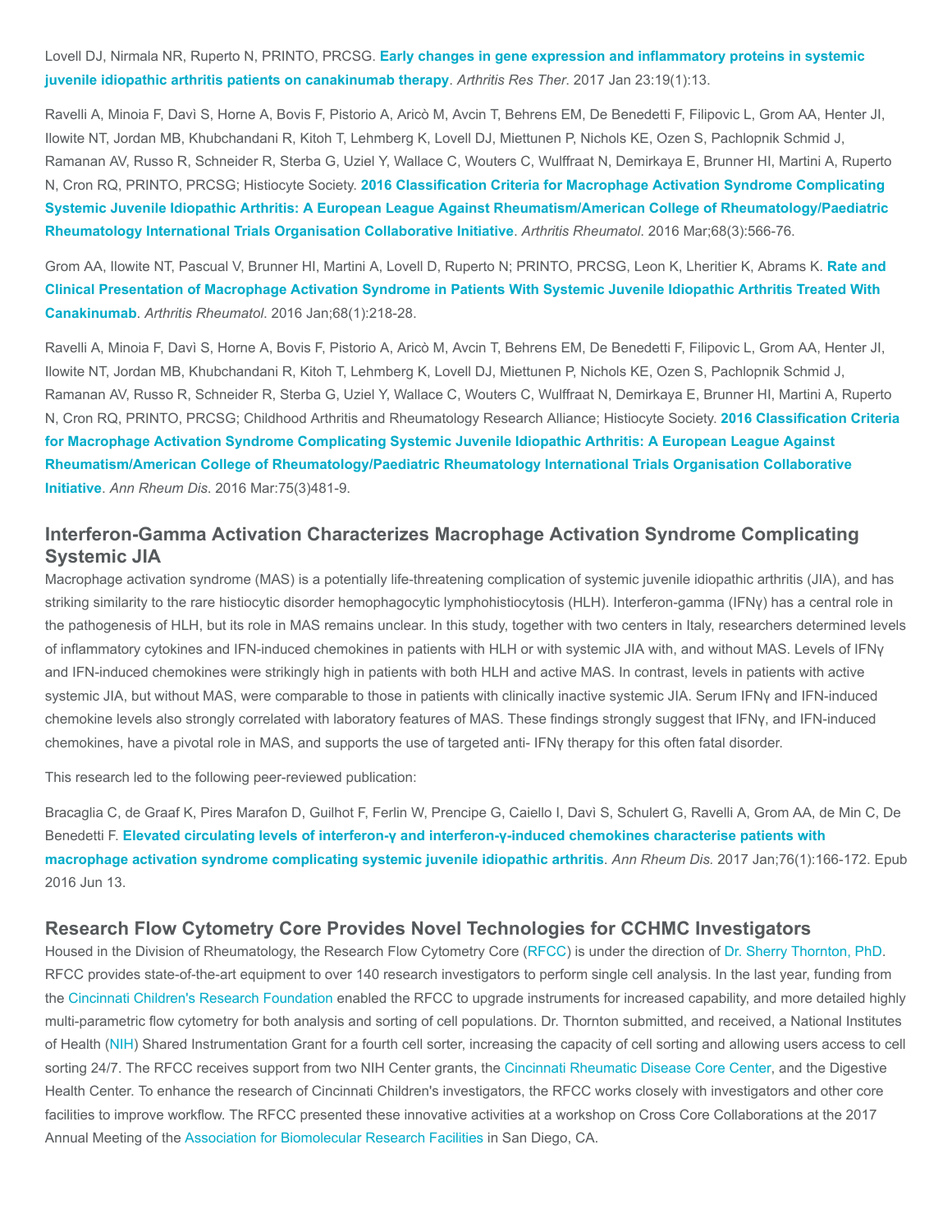Lovell DJ, Nirmala NR, Ruperto N, PRINTO, PRCSG. **Early changes in gene expression and inflammatory proteins in systemic juvenile idiopathic arthritis patients on canakinumab therapy**. *Arthritis Res Ther*. 2017 Jan 23:19(1):13.

Ravelli A, Minoia F, Davì S, Horne A, Bovis F, Pistorio A, Aricò M, Avcin T, Behrens EM, De Benedetti F, Filipovic L, Grom AA, Henter JI, Ilowite NT, Jordan MB, Khubchandani R, Kitoh T, Lehmberg K, Lovell DJ, Miettunen P, Nichols KE, Ozen S, Pachlopnik Schmid J, Ramanan AV, Russo R, Schneider R, Sterba G, Uziel Y, Wallace C, Wouters C, Wulffraat N, Demirkaya E, Brunner HI, Martini A, Ruperto N, Cron RQ, PRINTO, PRCSG; Histiocyte Society. **2016 Classification Criteria for Macrophage Activation Syndrome Complicating Systemic Juvenile Idiopathic Arthritis: A European League Against Rheumatism/American College of Rheumatology/Paediatric Rheumatology International Trials Organisation Collaborative Initiative**. *Arthritis Rheumatol*. 2016 Mar;68(3):566-76.

Grom AA, Ilowite NT, Pascual V, Brunner HI, Martini A, Lovell D, Ruperto N; PRINTO, PRCSG, Leon K, Lheritier K, Abrams K. **Rate and Clinical Presentation of Macrophage Activation Syndrome in Patients With Systemic Juvenile Idiopathic Arthritis Treated With Canakinumab**. *Arthritis Rheumatol*. 2016 Jan;68(1):218-28.

Ravelli A, Minoia F, Davì S, Horne A, Bovis F, Pistorio A, Aricò M, Avcin T, Behrens EM, De Benedetti F, Filipovic L, Grom AA, Henter JI, Ilowite NT, Jordan MB, Khubchandani R, Kitoh T, Lehmberg K, Lovell DJ, Miettunen P, Nichols KE, Ozen S, Pachlopnik Schmid J, Ramanan AV, Russo R, Schneider R, Sterba G, Uziel Y, Wallace C, Wouters C, Wulffraat N, Demirkaya E, Brunner HI, Martini A, Ruperto N, Cron RQ, PRINTO, PRCSG; Childhood Arthritis and Rheumatology Research Alliance; Histiocyte Society. **2016 Classification Criteria for Macrophage Activation Syndrome Complicating Systemic Juvenile Idiopathic Arthritis: A European League Against Rheumatism/American College of Rheumatology/Paediatric Rheumatology International Trials Organisation Collaborative Initiative**. *Ann Rheum Dis*. 2016 Mar:75(3)481-9.

## Interferon-Gamma Activation Characterizes Macrophage Activation Syndrome Complicating Systemic JIA

Macrophage activation syndrome (MAS) is a potentially life-threatening complication of systemic juvenile idiopathic arthritis (JIA), and has striking similarity to the rare histiocytic disorder hemophagocytic lymphohistiocytosis (HLH). Interferon-gamma (IFNγ) has a central role in the pathogenesis of HLH, but its role in MAS remains unclear. In this study, together with two centers in Italy, researchers determined levels of inflammatory cytokines and IFN-induced chemokines in patients with HLH or with systemic JIA with, and without MAS. Levels of IFNγ and IFN-induced chemokines were strikingly high in patients with both HLH and active MAS. In contrast, levels in patients with active systemic JIA, but without MAS, were comparable to those in patients with clinically inactive systemic JIA. Serum IFNγ and IFN-induced chemokine levels also strongly correlated with laboratory features of MAS. These findings strongly suggest that IFNγ, and IFN-induced chemokines, have a pivotal role in MAS, and supports the use of targeted anti- IFNγ therapy for this often fatal disorder.

This research led to the following peer-reviewed publication:

Bracaglia C, de Graaf K, Pires Marafon D, Guilhot F, Ferlin W, Prencipe G, Caiello I, Davì S, Schulert G, Ravelli A, Grom AA, de Min C, De Benedetti F. **Elevated circulating levels of interferon-γ and interferon-γ-induced chemokines characterise patients with macrophage activation syndrome complicating systemic juvenile idiopathic arthritis**. *Ann Rheum Dis*. 2017 Jan;76(1):166-172. Epub 2016 Jun 13.

## Research Flow Cytometry Core Provides Novel Technologies for CCHMC Investigators

Housed in the Division of Rheumatology, the Research Flow Cytometry Core (RFCC) is under the direction of Dr. Sherry Thornton, PhD. RFCC provides state-of-the-art equipment to over 140 research investigators to perform single cell analysis. In the last year, funding from the Cincinnati Children's Research Foundation enabled the RFCC to upgrade instruments for increased capability, and more detailed highly multi-parametric flow cytometry for both analysis and sorting of cell populations. Dr. Thornton submitted, and received, a National Institutes of Health (NIH) Shared Instrumentation Grant for a fourth cell sorter, increasing the capacity of cell sorting and allowing users access to cell sorting 24/7. The RFCC receives support from two NIH Center grants, the Cincinnati Rheumatic Disease Core Center, and the Digestive Health Center. To enhance the research of Cincinnati Children's investigators, the RFCC works closely with investigators and other core facilities to improve workflow. The RFCC presented these innovative activities at a workshop on Cross Core Collaborations at the 2017 Annual Meeting of the Association for Biomolecular Research Facilities in San Diego, CA.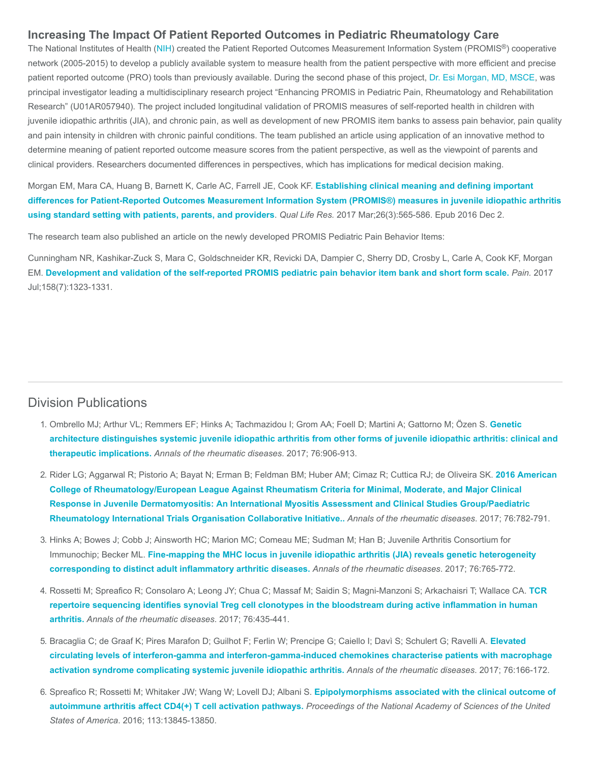## Increasing The Impact Of Patient Reported Outcomes in Pediatric Rheumatology Care

The National Institutes of Health (NIH) created the Patient Reported Outcomes Measurement Information System (PROMIS®) cooperative network (2005-2015) to develop a publicly available system to measure health from the patient perspective with more efficient and precise patient reported outcome (PRO) tools than previously available. During the second phase of this project, Dr. Esi Morgan, MD, MSCE, was principal investigator leading a multidisciplinary research project "Enhancing PROMIS in Pediatric Pain, Rheumatology and Rehabilitation Research" (U01AR057940). The project included longitudinal validation of PROMIS measures of self-reported health in children with juvenile idiopathic arthritis (JIA), and chronic pain, as well as development of new PROMIS item banks to assess pain behavior, pain quality and pain intensity in children with chronic painful conditions. The team published an article using application of an innovative method to determine meaning of patient reported outcome measure scores from the patient perspective, as well as the viewpoint of parents and clinical providers. Researchers documented differences in perspectives, which has implications for medical decision making.

Morgan EM, Mara CA, Huang B, Barnett K, Carle AC, Farrell JE, Cook KF. **Establishing clinical meaning and defining important differences for Patient-Reported Outcomes Measurement Information System (PROMIS®) measures in juvenile idiopathic arthritis using standard setting with patients, parents, and providers**. *Qual Life Res.* 2017 Mar;26(3):565-586. Epub 2016 Dec 2.

The research team also published an article on the newly developed PROMIS Pediatric Pain Behavior Items:

Cunningham NR, Kashikar-Zuck S, Mara C, Goldschneider KR, Revicki DA, Dampier C, Sherry DD, Crosby L, Carle A, Cook KF, Morgan EM. **Development and validation of the self-reported PROMIS pediatric pain behavior item bank and short form scale.** *Pain.* 2017 Jul;158(7):1323-1331.

## Division Publications

1. Ombrello MJ; Arthur VL; Remmers EF; Hinks A; Tachmazidou I; Grom AA; Foell D; Martini A; Gattorno M; Özen S. **Genetic architecture distinguishes systemic juvenile idiopathic arthritis from other forms of juvenile idiopathic arthritis: clinical and therapeutic implications.** *Annals of the rheumatic diseases*. 2017; 76:906-913.
2. Rider LG; Aggarwal R; Pistorio A; Bayat N; Erman B; Feldman BM; Huber AM; Cimaz R; Cuttica RJ; de Oliveira SK. **2016 American College of Rheumatology/European League Against Rheumatism Criteria for Minimal, Moderate, and Major Clinical Response in Juvenile Dermatomyositis: An International Myositis Assessment and Clinical Studies Group/Paediatric Rheumatology International Trials Organisation Collaborative Initiative..** *Annals of the rheumatic diseases*. 2017; 76:782-791.
3. Hinks A; Bowes J; Cobb J; Ainsworth HC; Marion MC; Comeau ME; Sudman M; Han B; Juvenile Arthritis Consortium for Immunochip; Becker ML. **Fine-mapping the MHC locus in juvenile idiopathic arthritis (JIA) reveals genetic heterogeneity corresponding to distinct adult inflammatory arthritic diseases.** *Annals of the rheumatic diseases*. 2017; 76:765-772.
4. Rossetti M; Spreafico R; Consolaro A; Leong JY; Chua C; Massaf M; Saidin S; Magni-Manzoni S; Arkachaisri T; Wallace CA. **TCR repertoire sequencing identifies synovial Treg cell clonotypes in the bloodstream during active inflammation in human arthritis.** *Annals of the rheumatic diseases*. 2017; 76:435-441.
5. Bracaglia C; de Graaf K; Pires Marafon D; Guilhot F; Ferlin W; Prencipe G; Caiello I; Davì S; Schulert G; Ravelli A. **Elevated circulating levels of interferon-gamma and interferon-gamma-induced chemokines characterise patients with macrophage activation syndrome complicating systemic juvenile idiopathic arthritis.** *Annals of the rheumatic diseases*. 2017; 76:166-172.
6. Spreafico R; Rossetti M; Whitaker JW; Wang W; Lovell DJ; Albani S. **Epipolymorphisms associated with the clinical outcome of autoimmune arthritis affect CD4(+) T cell activation pathways.** *Proceedings of the National Academy of Sciences of the United States of America*. 2016; 113:13845-13850.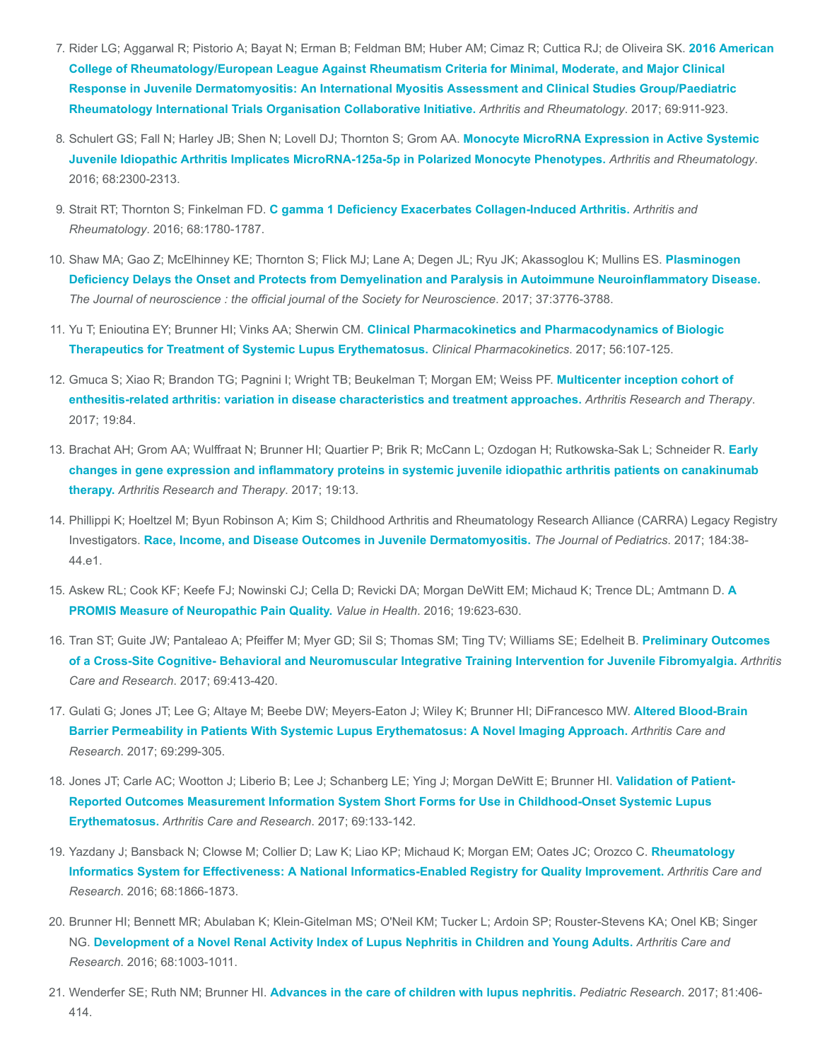7. Rider LG; Aggarwal R; Pistorio A; Bayat N; Erman B; Feldman BM; Huber AM; Cimaz R; Cuttica RJ; de Oliveira SK. **2016 American College of Rheumatology/European League Against Rheumatism Criteria for Minimal, Moderate, and Major Clinical Response in Juvenile Dermatomyositis: An International Myositis Assessment and Clinical Studies Group/Paediatric Rheumatology International Trials Organisation Collaborative Initiative.** *Arthritis and Rheumatology*. 2017; 69:911-923.

8. Schulert GS; Fall N; Harley JB; Shen N; Lovell DJ; Thornton S; Grom AA. **Monocyte MicroRNA Expression in Active Systemic Juvenile Idiopathic Arthritis Implicates MicroRNA-125a-5p in Polarized Monocyte Phenotypes.** *Arthritis and Rheumatology*. 2016; 68:2300-2313.

9. Strait RT; Thornton S; Finkelman FD. **C gamma 1 Deficiency Exacerbates Collagen-Induced Arthritis.** *Arthritis and Rheumatology*. 2016; 68:1780-1787.

10. Shaw MA; Gao Z; McElhinney KE; Thornton S; Flick MJ; Lane A; Degen JL; Ryu JK; Akassoglou K; Mullins ES. **Plasminogen Deficiency Delays the Onset and Protects from Demyelination and Paralysis in Autoimmune Neuroinflammatory Disease.** *The Journal of neuroscience : the official journal of the Society for Neuroscience*. 2017; 37:3776-3788.

11. Yu T; Enioutina EY; Brunner HI; Vinks AA; Sherwin CM. **Clinical Pharmacokinetics and Pharmacodynamics of Biologic Therapeutics for Treatment of Systemic Lupus Erythematosus.** *Clinical Pharmacokinetics*. 2017; 56:107-125.

12. Gmuca S; Xiao R; Brandon TG; Pagnini I; Wright TB; Beukelman T; Morgan EM; Weiss PF. **Multicenter inception cohort of enthesitis-related arthritis: variation in disease characteristics and treatment approaches.** *Arthritis Research and Therapy*. 2017; 19:84.

13. Brachat AH; Grom AA; Wulffraat N; Brunner HI; Quartier P; Brik R; McCann L; Ozdogan H; Rutkowska-Sak L; Schneider R. **Early changes in gene expression and inflammatory proteins in systemic juvenile idiopathic arthritis patients on canakinumab therapy.** *Arthritis Research and Therapy*. 2017; 19:13.

14. Phillippi K; Hoeltzel M; Byun Robinson A; Kim S; Childhood Arthritis and Rheumatology Research Alliance (CARRA) Legacy Registry Investigators. **Race, Income, and Disease Outcomes in Juvenile Dermatomyositis.** *The Journal of Pediatrics*. 2017; 184:38-44.e1.

15. Askew RL; Cook KF; Keefe FJ; Nowinski CJ; Cella D; Revicki DA; Morgan DeWitt EM; Michaud K; Trence DL; Amtmann D. **A PROMIS Measure of Neuropathic Pain Quality.** *Value in Health*. 2016; 19:623-630.

16. Tran ST; Guite JW; Pantaleao A; Pfeiffer M; Myer GD; Sil S; Thomas SM; Ting TV; Williams SE; Edelheit B. **Preliminary Outcomes of a Cross-Site Cognitive- Behavioral and Neuromuscular Integrative Training Intervention for Juvenile Fibromyalgia.** *Arthritis Care and Research*. 2017; 69:413-420.

17. Gulati G; Jones JT; Lee G; Altaye M; Beebe DW; Meyers-Eaton J; Wiley K; Brunner HI; DiFrancesco MW. **Altered Blood-Brain Barrier Permeability in Patients With Systemic Lupus Erythematosus: A Novel Imaging Approach.** *Arthritis Care and Research*. 2017; 69:299-305.

18. Jones JT; Carle AC; Wootton J; Liberio B; Lee J; Schanberg LE; Ying J; Morgan DeWitt E; Brunner HI. **Validation of Patient-Reported Outcomes Measurement Information System Short Forms for Use in Childhood-Onset Systemic Lupus Erythematosus.** *Arthritis Care and Research*. 2017; 69:133-142.

19. Yazdany J; Bansback N; Clowse M; Collier D; Law K; Liao KP; Michaud K; Morgan EM; Oates JC; Orozco C. **Rheumatology Informatics System for Effectiveness: A National Informatics-Enabled Registry for Quality Improvement.** *Arthritis Care and Research*. 2016; 68:1866-1873.

20. Brunner HI; Bennett MR; Abulaban K; Klein-Gitelman MS; O'Neil KM; Tucker L; Ardoin SP; Rouster-Stevens KA; Onel KB; Singer NG. **Development of a Novel Renal Activity Index of Lupus Nephritis in Children and Young Adults.** *Arthritis Care and Research*. 2016; 68:1003-1011.

21. Wenderfer SE; Ruth NM; Brunner HI. **Advances in the care of children with lupus nephritis.** *Pediatric Research*. 2017; 81:406-414.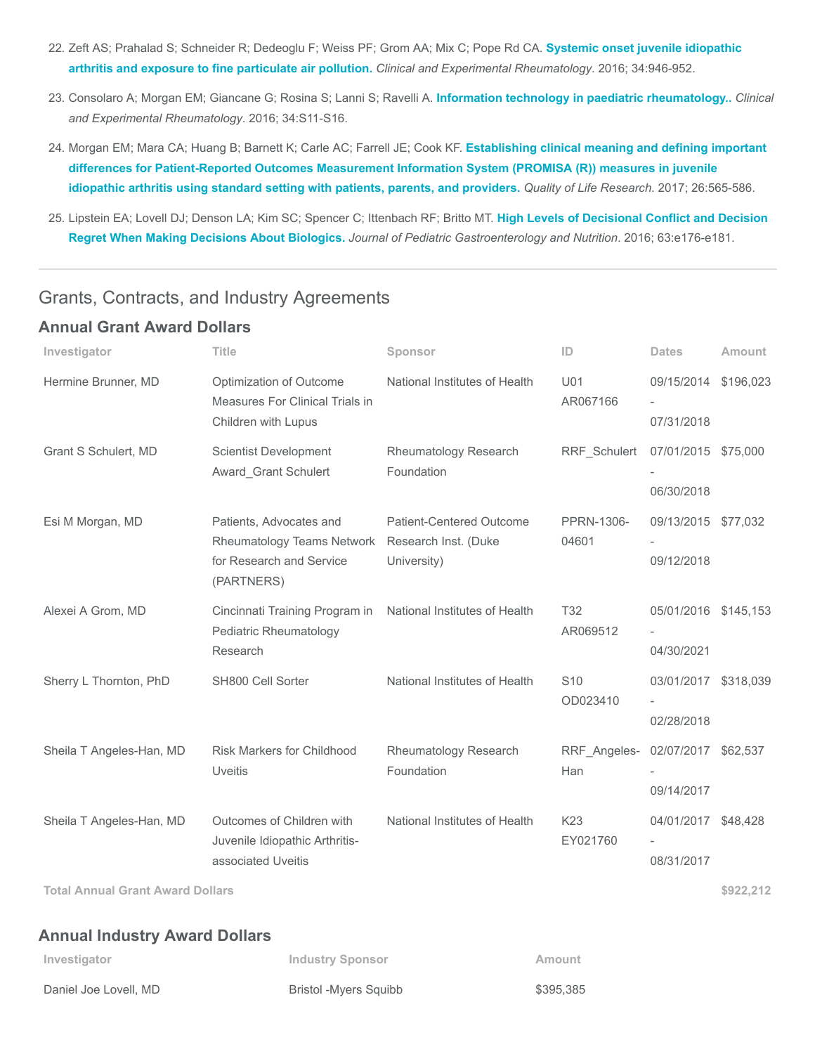22. Zeft AS; Prahalad S; Schneider R; Dedeoglu F; Weiss PF; Grom AA; Mix C; Pope Rd CA. **Systemic onset juvenile idiopathic arthritis and exposure to fine particulate air pollution.** *Clinical and Experimental Rheumatology*. 2016; 34:946-952.

23. Consolaro A; Morgan EM; Giancane G; Rosina S; Lanni S; Ravelli A. **Information technology in paediatric rheumatology..** *Clinical and Experimental Rheumatology*. 2016; 34:S11-S16.

24. Morgan EM; Mara CA; Huang B; Barnett K; Carle AC; Farrell JE; Cook KF. **Establishing clinical meaning and defining important differences for Patient-Reported Outcomes Measurement Information System (PROMISA (R)) measures in juvenile idiopathic arthritis using standard setting with patients, parents, and providers.** *Quality of Life Research*. 2017; 26:565-586.

25. Lipstein EA; Lovell DJ; Denson LA; Kim SC; Spencer C; Ittenbach RF; Britto MT. **High Levels of Decisional Conflict and Decision Regret When Making Decisions About Biologics.** *Journal of Pediatric Gastroenterology and Nutrition*. 2016; 63:e176-e181.

---

## Grants, Contracts, and Industry Agreements

### Annual Grant Award Dollars

| Investigator | Title | Sponsor | ID | Dates | Amount |
|---|---|---|---|---|---|
| Hermine Brunner, MD | Optimization of Outcome Measures For Clinical Trials in Children with Lupus | National Institutes of Health | U01 AR067166 | 09/15/2014 - 07/31/2018 | $196,023 |
| Grant S Schulert, MD | Scientist Development Award_Grant Schulert | Rheumatology Research Foundation | RRF_Schulert | 07/01/2015 - 06/30/2018 | $75,000 |
| Esi M Morgan, MD | Patients, Advocates and Rheumatology Teams Network for Research and Service (PARTNERS) | Patient-Centered Outcome Research Inst. (Duke University) | PPRN-1306-04601 | 09/13/2015 - 09/12/2018 | $77,032 |
| Alexei A Grom, MD | Cincinnati Training Program in Pediatric Rheumatology Research | National Institutes of Health | T32 AR069512 | 05/01/2016 - 04/30/2021 | $145,153 |
| Sherry L Thornton, PhD | SH800 Cell Sorter | National Institutes of Health | S10 OD023410 | 03/01/2017 - 02/28/2018 | $318,039 |
| Sheila T Angeles-Han, MD | Risk Markers for Childhood Uveitis | Rheumatology Research Foundation | RRF_Angeles-Han | 02/07/2017 - 09/14/2017 | $62,537 |
| Sheila T Angeles-Han, MD | Outcomes of Children with Juvenile Idiopathic Arthritis-associated Uveitis | National Institutes of Health | K23 EY021760 | 04/01/2017 - 08/31/2017 | $48,428 |
| **Total Annual Grant Award Dollars** | | | | | **$922,212** |

### Annual Industry Award Dollars

| Investigator | Industry Sponsor | Amount |
|---|---|---|
| Daniel Joe Lovell, MD | Bristol -Myers Squibb | $395,385 |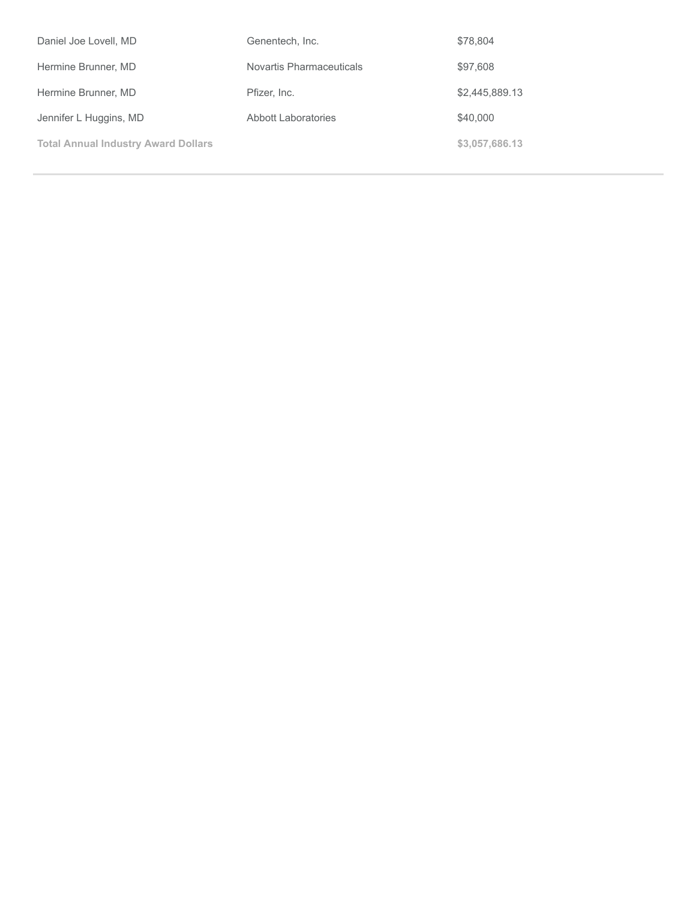| | | |
|---|---|---|
| Daniel Joe Lovell, MD | Genentech, Inc. | $78,804 |
| Hermine Brunner, MD | Novartis Pharmaceuticals | $97,608 |
| Hermine Brunner, MD | Pfizer, Inc. | $2,445,889.13 |
| Jennifer L Huggins, MD | Abbott Laboratories | $40,000 |
| **Total Annual Industry Award Dollars** | | **$3,057,686.13** |